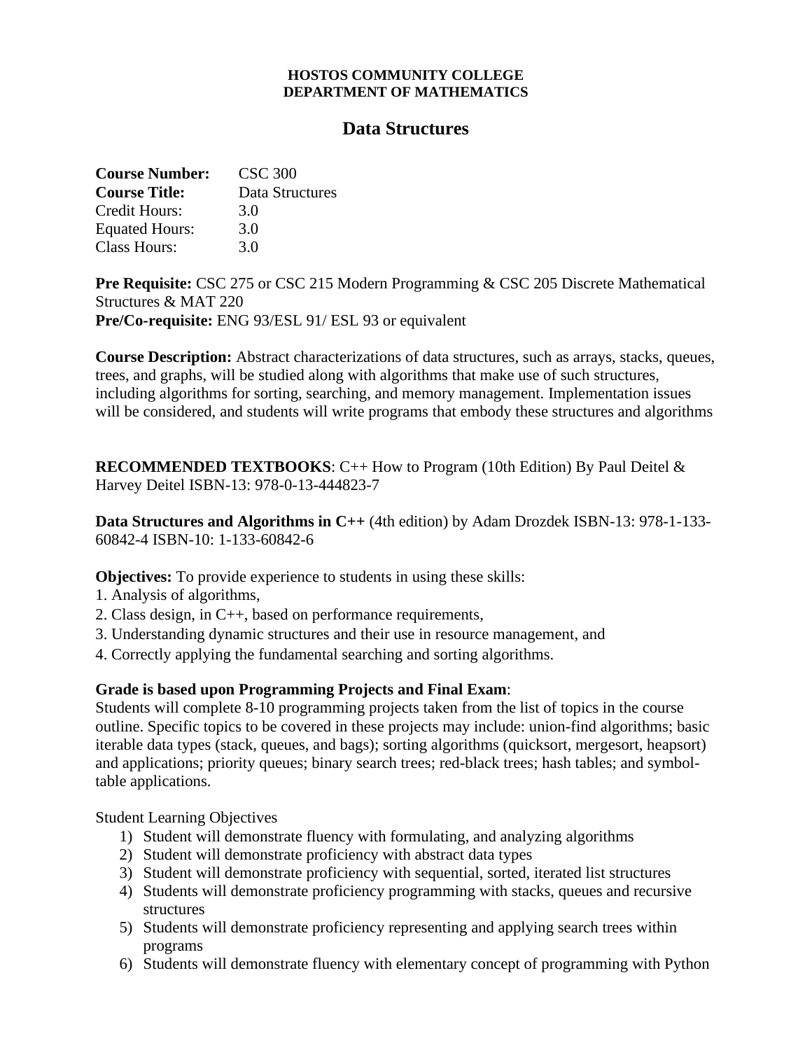**HOSTOS COMMUNITY COLLEGE**
**DEPARTMENT OF MATHEMATICS**

# Data Structures

**Course Number:** CSC 300
**Course Title:** Data Structures
Credit Hours: 3.0
Equated Hours: 3.0
Class Hours: 3.0

**Pre Requisite:** CSC 275 or CSC 215 Modern Programming & CSC 205 Discrete Mathematical Structures & MAT 220
**Pre/Co-requisite:** ENG 93/ESL 91/ ESL 93 or equivalent

**Course Description:** Abstract characterizations of data structures, such as arrays, stacks, queues, trees, and graphs, will be studied along with algorithms that make use of such structures, including algorithms for sorting, searching, and memory management. Implementation issues will be considered, and students will write programs that embody these structures and algorithms

**RECOMMENDED TEXTBOOKS**: C++ How to Program (10th Edition) By Paul Deitel & Harvey Deitel ISBN-13: 978-0-13-444823-7

**Data Structures and Algorithms in C++** (4th edition) by Adam Drozdek ISBN-13: 978-1-133-60842-4 ISBN-10: 1-133-60842-6

**Objectives:** To provide experience to students in using these skills:
1. Analysis of algorithms,
2. Class design, in C++, based on performance requirements,
3. Understanding dynamic structures and their use in resource management, and
4. Correctly applying the fundamental searching and sorting algorithms.

**Grade is based upon Programming Projects and Final Exam**:
Students will complete 8-10 programming projects taken from the list of topics in the course outline. Specific topics to be covered in these projects may include: union-find algorithms; basic iterable data types (stack, queues, and bags); sorting algorithms (quicksort, mergesort, heapsort) and applications; priority queues; binary search trees; red-black trees; hash tables; and symbol-table applications.

Student Learning Objectives

1) Student will demonstrate fluency with formulating, and analyzing algorithms
2) Student will demonstrate proficiency with abstract data types
3) Student will demonstrate proficiency with sequential, sorted, iterated list structures
4) Students will demonstrate proficiency programming with stacks, queues and recursive structures
5) Students will demonstrate proficiency representing and applying search trees within programs
6) Students will demonstrate fluency with elementary concept of programming with Python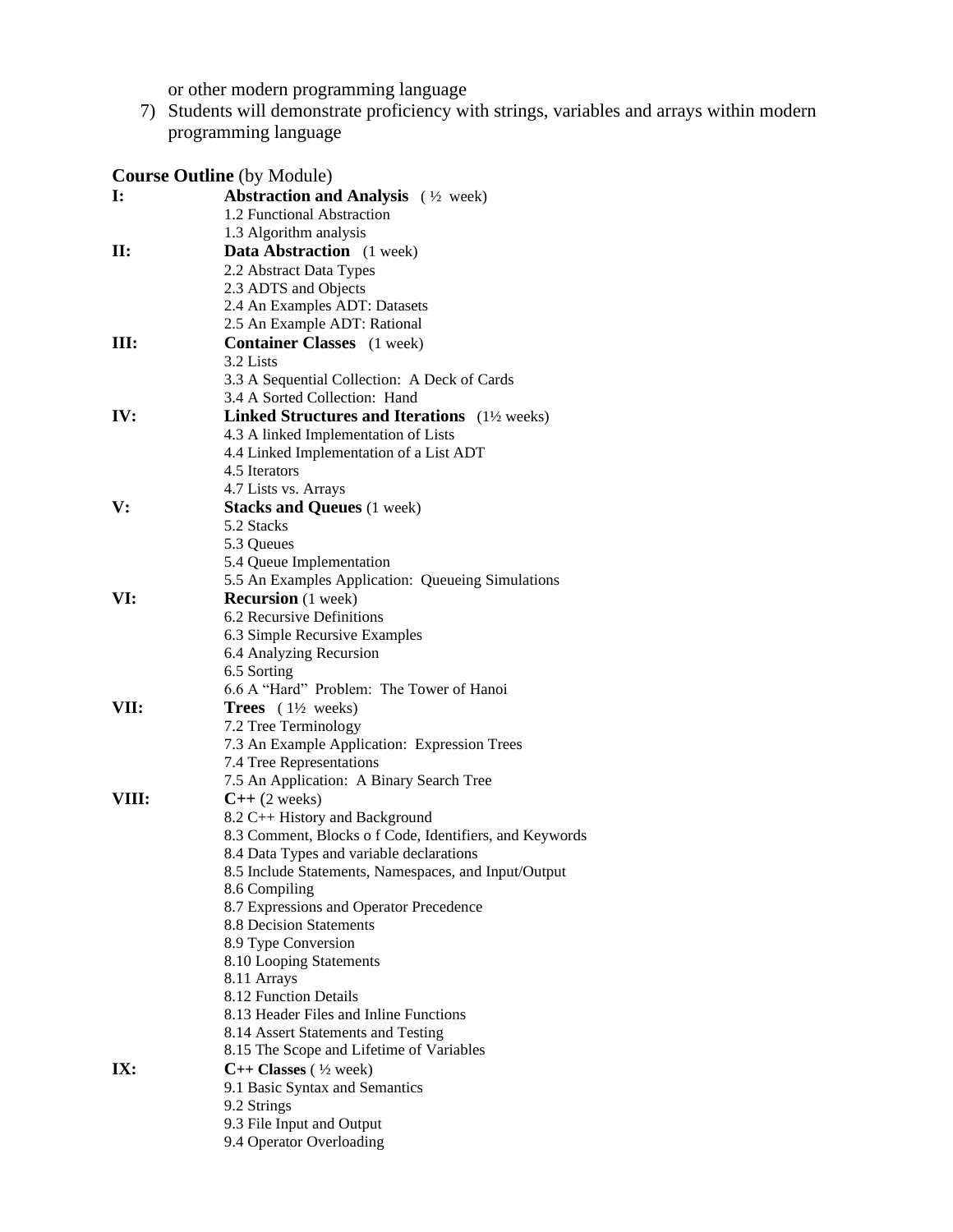or other modern programming language

7) Students will demonstrate proficiency with strings, variables and arrays within modern programming language

**Course Outline** (by Module)

**I:** **Abstraction and Analysis** ( ½ week)
- 1.2 Functional Abstraction
- 1.3 Algorithm analysis

**II:** **Data Abstraction** (1 week)
- 2.2 Abstract Data Types
- 2.3 ADTS and Objects
- 2.4 An Examples ADT: Datasets
- 2.5 An Example ADT: Rational

**III:** **Container Classes** (1 week)
- 3.2 Lists
- 3.3 A Sequential Collection: A Deck of Cards
- 3.4 A Sorted Collection: Hand

**IV:** **Linked Structures and Iterations** (1½ weeks)
- 4.3 A linked Implementation of Lists
- 4.4 Linked Implementation of a List ADT
- 4.5 Iterators
- 4.7 Lists vs. Arrays

**V:** **Stacks and Queues** (1 week)
- 5.2 Stacks
- 5.3 Queues
- 5.4 Queue Implementation
- 5.5 An Examples Application: Queueing Simulations

**VI:** **Recursion** (1 week)
- 6.2 Recursive Definitions
- 6.3 Simple Recursive Examples
- 6.4 Analyzing Recursion
- 6.5 Sorting
- 6.6 A "Hard" Problem: The Tower of Hanoi

**VII:** **Trees** ( 1½ weeks)
- 7.2 Tree Terminology
- 7.3 An Example Application: Expression Trees
- 7.4 Tree Representations
- 7.5 An Application: A Binary Search Tree

**VIII:** **C++ (**2 weeks)
- 8.2 C++ History and Background
- 8.3 Comment, Blocks o f Code, Identifiers, and Keywords
- 8.4 Data Types and variable declarations
- 8.5 Include Statements, Namespaces, and Input/Output
- 8.6 Compiling
- 8.7 Expressions and Operator Precedence
- 8.8 Decision Statements
- 8.9 Type Conversion
- 8.10 Looping Statements
- 8.11 Arrays
- 8.12 Function Details
- 8.13 Header Files and Inline Functions
- 8.14 Assert Statements and Testing
- 8.15 The Scope and Lifetime of Variables

**IX:** **C++ Classes** ( ½ week)
- 9.1 Basic Syntax and Semantics
- 9.2 Strings
- 9.3 File Input and Output
- 9.4 Operator Overloading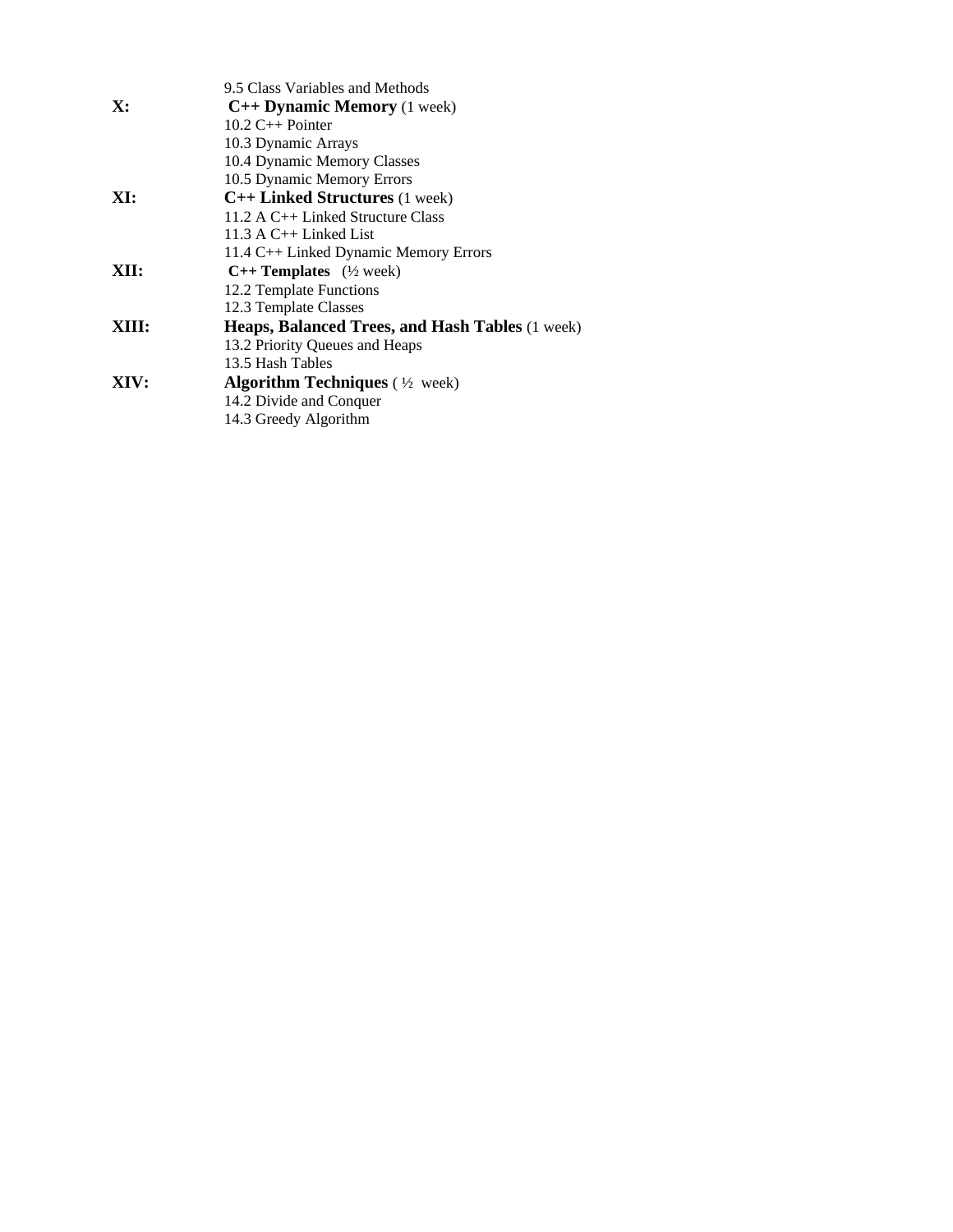9.5 Class Variables and Methods

**X:** **C++ Dynamic Memory** (1 week)
- 10.2 C++ Pointer
- 10.3 Dynamic Arrays
- 10.4 Dynamic Memory Classes
- 10.5 Dynamic Memory Errors

**XI:** **C++ Linked Structures** (1 week)
- 11.2 A C++ Linked Structure Class
- 11.3 A C++ Linked List
- 11.4 C++ Linked Dynamic Memory Errors

**XII:** **C++ Templates** (½ week)
- 12.2 Template Functions
- 12.3 Template Classes

**XIII:** **Heaps, Balanced Trees, and Hash Tables** (1 week)
- 13.2 Priority Queues and Heaps
- 13.5 Hash Tables

**XIV:** **Algorithm Techniques** ( ½ week)
- 14.2 Divide and Conquer
- 14.3 Greedy Algorithm